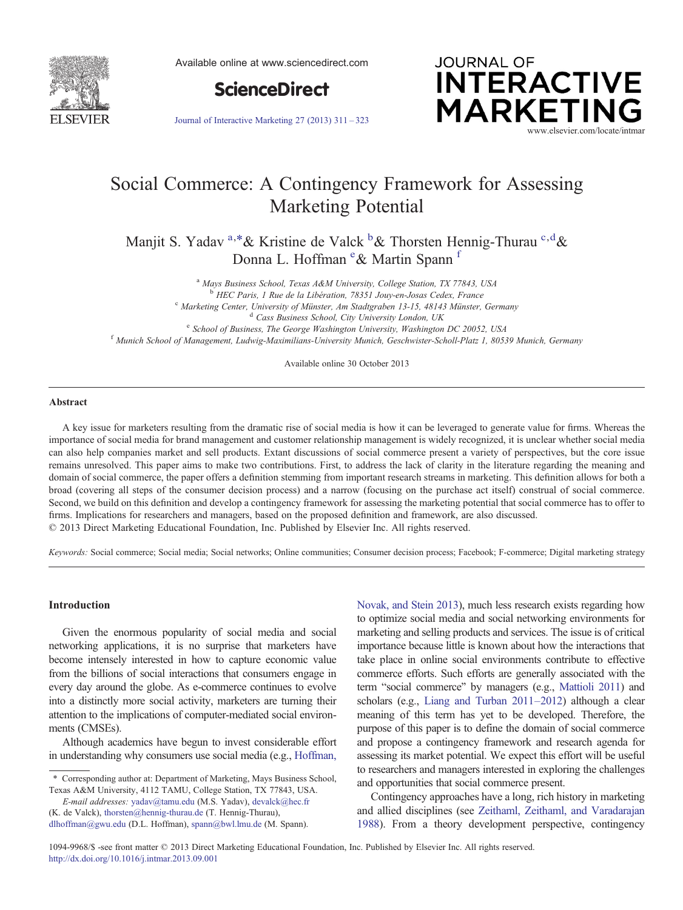# Social Commerce: A Contingency Framework for Assessing Marketing Potential

Manjit S. Yadav [a,*] & Kristine de Valck [b] & Thorsten Hennig-Thurau [c,d] & Donna L. Hoffman [e] & Martin Spann [f]

[a] *Mays Business School, Texas A&M University, College Station, TX 77843, USA*
[b] *HEC Paris, 1 Rue de la Libération, 78351 Jouy-en-Josas Cedex, France*
[c] *Marketing Center, University of Münster, Am Stadtgraben 13-15, 48143 Münster, Germany*
[d] *Cass Business School, City University London, UK*
[e] *School of Business, The George Washington University, Washington DC 20052, USA*
[f] *Munich School of Management, Ludwig-Maximilians-University Munich, Geschwister-Scholl-Platz 1, 80539 Munich, Germany*

Available online 30 October 2013

## Abstract

A key issue for marketers resulting from the dramatic rise of social media is how it can be leveraged to generate value for firms. Whereas the importance of social media for brand management and customer relationship management is widely recognized, it is unclear whether social media can also help companies market and sell products. Extant discussions of social commerce present a variety of perspectives, but the core issue remains unresolved. This paper aims to make two contributions. First, to address the lack of clarity in the literature regarding the meaning and domain of social commerce, the paper offers a definition stemming from important research streams in marketing. This definition allows for both a broad (covering all steps of the consumer decision process) and a narrow (focusing on the purchase act itself) construal of social commerce. Second, we build on this definition and develop a contingency framework for assessing the marketing potential that social commerce has to offer to firms. Implications for researchers and managers, based on the proposed definition and framework, are also discussed.
© 2013 Direct Marketing Educational Foundation, Inc. Published by Elsevier Inc. All rights reserved.

*Keywords:* Social commerce; Social media; Social networks; Online communities; Consumer decision process; Facebook; F-commerce; Digital marketing strategy

## Introduction

Given the enormous popularity of social media and social networking applications, it is no surprise that marketers have become intensely interested in how to capture economic value from the billions of social interactions that consumers engage in every day around the globe. As e-commerce continues to evolve into a distinctly more social activity, marketers are turning their attention to the implications of computer-mediated social environments (CMSEs).

Although academics have begun to invest considerable effort in understanding why consumers use social media (e.g., Hoffman, Novak, and Stein 2013), much less research exists regarding how to optimize social media and social networking environments for marketing and selling products and services. The issue is of critical importance because little is known about how the interactions that take place in online social environments contribute to effective commerce efforts. Such efforts are generally associated with the term "social commerce" by managers (e.g., Mattioli 2011) and scholars (e.g., Liang and Turban 2011–2012) although a clear meaning of this term has yet to be developed. Therefore, the purpose of this paper is to define the domain of social commerce and propose a contingency framework and research agenda for assessing its market potential. We expect this effort will be useful to researchers and managers interested in exploring the challenges and opportunities that social commerce present.

Contingency approaches have a long, rich history in marketing and allied disciplines (see Zeithaml, Zeithaml, and Varadarajan 1988). From a theory development perspective, contingency

\* Corresponding author at: Department of Marketing, Mays Business School, Texas A&M University, 4112 TAMU, College Station, TX 77843, USA.
*E-mail addresses:* yadav@tamu.edu (M.S. Yadav), devalck@hec.fr (K. de Valck), thorsten@hennig-thurau.de (T. Hennig-Thurau), dlhoffman@gwu.edu (D.L. Hoffman), spann@bwl.lmu.de (M. Spann).

1094-9968/$ -see front matter © 2013 Direct Marketing Educational Foundation, Inc. Published by Elsevier Inc. All rights reserved.
http://dx.doi.org/10.1016/j.intmar.2013.09.001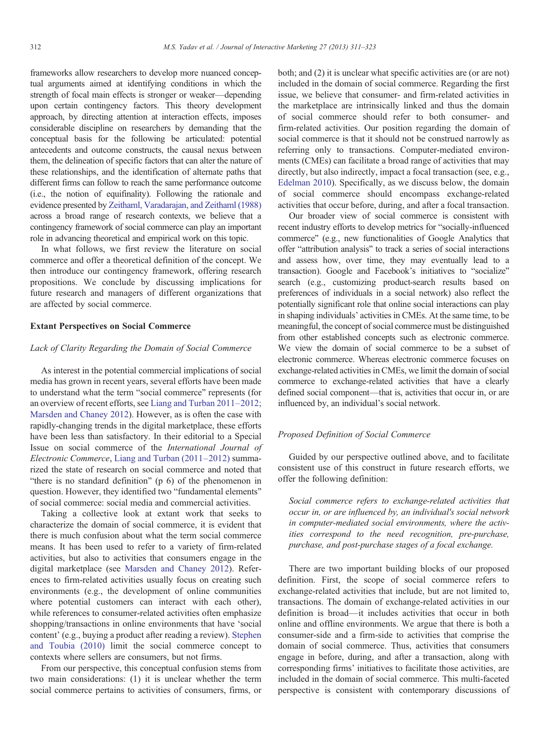frameworks allow researchers to develop more nuanced conceptual arguments aimed at identifying conditions in which the strength of focal main effects is stronger or weaker—depending upon certain contingency factors. This theory development approach, by directing attention at interaction effects, imposes considerable discipline on researchers by demanding that the conceptual basis for the following be articulated: potential antecedents and outcome constructs, the causal nexus between them, the delineation of specific factors that can alter the nature of these relationships, and the identification of alternate paths that different firms can follow to reach the same performance outcome (i.e., the notion of equifinality). Following the rationale and evidence presented by Zeithaml, Varadarajan, and Zeithaml (1988) across a broad range of research contexts, we believe that a contingency framework of social commerce can play an important role in advancing theoretical and empirical work on this topic.

In what follows, we first review the literature on social commerce and offer a theoretical definition of the concept. We then introduce our contingency framework, offering research propositions. We conclude by discussing implications for future research and managers of different organizations that are affected by social commerce.

## Extant Perspectives on Social Commerce

### *Lack of Clarity Regarding the Domain of Social Commerce*

As interest in the potential commercial implications of social media has grown in recent years, several efforts have been made to understand what the term "social commerce" represents (for an overview of recent efforts, see Liang and Turban 2011–2012; Marsden and Chaney 2012). However, as is often the case with rapidly-changing trends in the digital marketplace, these efforts have been less than satisfactory. In their editorial to a Special Issue on social commerce of the *International Journal of Electronic Commerce*, Liang and Turban (2011–2012) summarized the state of research on social commerce and noted that "there is no standard definition" (p 6) of the phenomenon in question. However, they identified two "fundamental elements" of social commerce: social media and commercial activities.

Taking a collective look at extant work that seeks to characterize the domain of social commerce, it is evident that there is much confusion about what the term social commerce means. It has been used to refer to a variety of firm-related activities, but also to activities that consumers engage in the digital marketplace (see Marsden and Chaney 2012). References to firm-related activities usually focus on creating such environments (e.g., the development of online communities where potential customers can interact with each other), while references to consumer-related activities often emphasize shopping/transactions in online environments that have 'social content' (e.g., buying a product after reading a review). Stephen and Toubia (2010) limit the social commerce concept to contexts where sellers are consumers, but not firms.

From our perspective, this conceptual confusion stems from two main considerations: (1) it is unclear whether the term social commerce pertains to activities of consumers, firms, or both; and (2) it is unclear what specific activities are (or are not) included in the domain of social commerce. Regarding the first issue, we believe that consumer- and firm-related activities in the marketplace are intrinsically linked and thus the domain of social commerce should refer to both consumer- and firm-related activities. Our position regarding the domain of social commerce is that it should not be construed narrowly as referring only to transactions. Computer-mediated environments (CMEs) can facilitate a broad range of activities that may directly, but also indirectly, impact a focal transaction (see, e.g., Edelman 2010). Specifically, as we discuss below, the domain of social commerce should encompass exchange-related activities that occur before, during, and after a focal transaction.

Our broader view of social commerce is consistent with recent industry efforts to develop metrics for "socially-influenced commerce" (e.g., new functionalities of Google Analytics that offer "attribution analysis" to track a series of social interactions and assess how, over time, they may eventually lead to a transaction). Google and Facebook's initiatives to "socialize" search (e.g., customizing product-search results based on preferences of individuals in a social network) also reflect the potentially significant role that online social interactions can play in shaping individuals' activities in CMEs. At the same time, to be meaningful, the concept of social commerce must be distinguished from other established concepts such as electronic commerce. We view the domain of social commerce to be a subset of electronic commerce. Whereas electronic commerce focuses on exchange-related activities in CMEs, we limit the domain of social commerce to exchange-related activities that have a clearly defined social component—that is, activities that occur in, or are influenced by, an individual's social network.

### *Proposed Definition of Social Commerce*

Guided by our perspective outlined above, and to facilitate consistent use of this construct in future research efforts, we offer the following definition:

> *Social commerce refers to exchange-related activities that occur in, or are influenced by, an individual's social network in computer-mediated social environments, where the activities correspond to the need recognition, pre-purchase, purchase, and post-purchase stages of a focal exchange.*

There are two important building blocks of our proposed definition. First, the scope of social commerce refers to exchange-related activities that include, but are not limited to, transactions. The domain of exchange-related activities in our definition is broad—it includes activities that occur in both online and offline environments. We argue that there is both a consumer-side and a firm-side to activities that comprise the domain of social commerce. Thus, activities that consumers engage in before, during, and after a transaction, along with corresponding firms' initiatives to facilitate those activities, are included in the domain of social commerce. This multi-faceted perspective is consistent with contemporary discussions of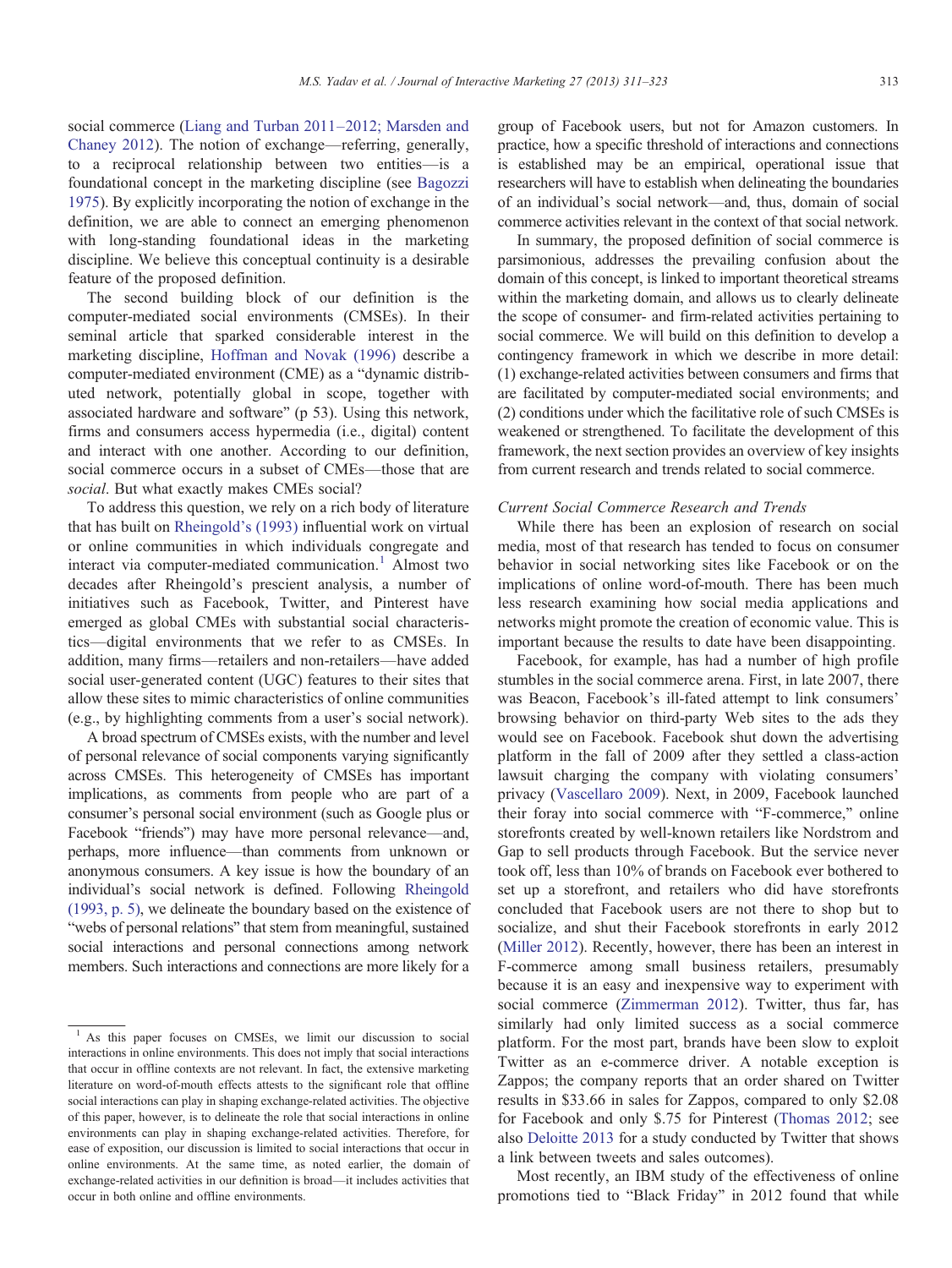social commerce (Liang and Turban 2011–2012; Marsden and Chaney 2012). The notion of exchange—referring, generally, to a reciprocal relationship between two entities—is a foundational concept in the marketing discipline (see Bagozzi 1975). By explicitly incorporating the notion of exchange in the definition, we are able to connect an emerging phenomenon with long-standing foundational ideas in the marketing discipline. We believe this conceptual continuity is a desirable feature of the proposed definition.

The second building block of our definition is the computer-mediated social environments (CMSEs). In their seminal article that sparked considerable interest in the marketing discipline, Hoffman and Novak (1996) describe a computer-mediated environment (CME) as a "dynamic distributed network, potentially global in scope, together with associated hardware and software" (p 53). Using this network, firms and consumers access hypermedia (i.e., digital) content and interact with one another. According to our definition, social commerce occurs in a subset of CMEs—those that are *social*. But what exactly makes CMEs social?

To address this question, we rely on a rich body of literature that has built on Rheingold's (1993) influential work on virtual or online communities in which individuals congregate and interact via computer-mediated communication.[1] Almost two decades after Rheingold's prescient analysis, a number of initiatives such as Facebook, Twitter, and Pinterest have emerged as global CMEs with substantial social characteristics—digital environments that we refer to as CMSEs. In addition, many firms—retailers and non-retailers—have added social user-generated content (UGC) features to their sites that allow these sites to mimic characteristics of online communities (e.g., by highlighting comments from a user's social network).

A broad spectrum of CMSEs exists, with the number and level of personal relevance of social components varying significantly across CMSEs. This heterogeneity of CMSEs has important implications, as comments from people who are part of a consumer's personal social environment (such as Google plus or Facebook "friends") may have more personal relevance—and, perhaps, more influence—than comments from unknown or anonymous consumers. A key issue is how the boundary of an individual's social network is defined. Following Rheingold (1993, p. 5), we delineate the boundary based on the existence of "webs of personal relations" that stem from meaningful, sustained social interactions and personal connections among network members. Such interactions and connections are more likely for a group of Facebook users, but not for Amazon customers. In practice, how a specific threshold of interactions and connections is established may be an empirical, operational issue that researchers will have to establish when delineating the boundaries of an individual's social network—and, thus, domain of social commerce activities relevant in the context of that social network.

In summary, the proposed definition of social commerce is parsimonious, addresses the prevailing confusion about the domain of this concept, is linked to important theoretical streams within the marketing domain, and allows us to clearly delineate the scope of consumer- and firm-related activities pertaining to social commerce. We will build on this definition to develop a contingency framework in which we describe in more detail: (1) exchange-related activities between consumers and firms that are facilitated by computer-mediated social environments; and (2) conditions under which the facilitative role of such CMSEs is weakened or strengthened. To facilitate the development of this framework, the next section provides an overview of key insights from current research and trends related to social commerce.

### *Current Social Commerce Research and Trends*

While there has been an explosion of research on social media, most of that research has tended to focus on consumer behavior in social networking sites like Facebook or on the implications of online word-of-mouth. There has been much less research examining how social media applications and networks might promote the creation of economic value. This is important because the results to date have been disappointing.

Facebook, for example, has had a number of high profile stumbles in the social commerce arena. First, in late 2007, there was Beacon, Facebook's ill-fated attempt to link consumers' browsing behavior on third-party Web sites to the ads they would see on Facebook. Facebook shut down the advertising platform in the fall of 2009 after they settled a class-action lawsuit charging the company with violating consumers' privacy (Vascellaro 2009). Next, in 2009, Facebook launched their foray into social commerce with "F-commerce," online storefronts created by well-known retailers like Nordstrom and Gap to sell products through Facebook. But the service never took off, less than 10% of brands on Facebook ever bothered to set up a storefront, and retailers who did have storefronts concluded that Facebook users are not there to shop but to socialize, and shut their Facebook storefronts in early 2012 (Miller 2012). Recently, however, there has been an interest in F-commerce among small business retailers, presumably because it is an easy and inexpensive way to experiment with social commerce (Zimmerman 2012). Twitter, thus far, has similarly had only limited success as a social commerce platform. For the most part, brands have been slow to exploit Twitter as an e-commerce driver. A notable exception is Zappos; the company reports that an order shared on Twitter results in $33.66 in sales for Zappos, compared to only $2.08 for Facebook and only $.75 for Pinterest (Thomas 2012; see also Deloitte 2013 for a study conducted by Twitter that shows a link between tweets and sales outcomes).

Most recently, an IBM study of the effectiveness of online promotions tied to "Black Friday" in 2012 found that while

[1] As this paper focuses on CMSEs, we limit our discussion to social interactions in online environments. This does not imply that social interactions that occur in offline contexts are not relevant. In fact, the extensive marketing literature on word-of-mouth effects attests to the significant role that offline social interactions can play in shaping exchange-related activities. The objective of this paper, however, is to delineate the role that social interactions in online environments can play in shaping exchange-related activities. Therefore, for ease of exposition, our discussion is limited to social interactions that occur in online environments. At the same time, as noted earlier, the domain of exchange-related activities in our definition is broad—it includes activities that occur in both online and offline environments.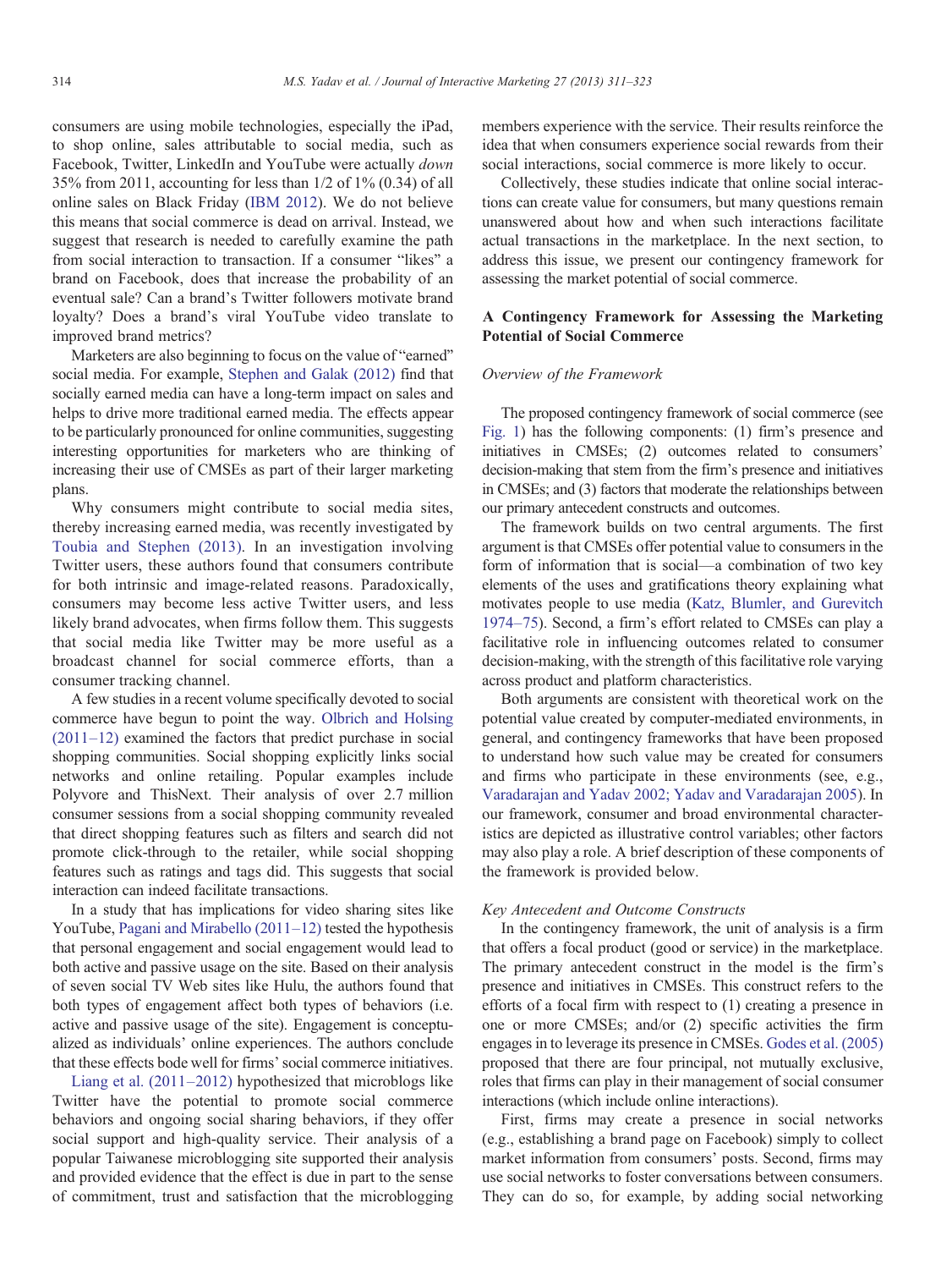consumers are using mobile technologies, especially the iPad, to shop online, sales attributable to social media, such as Facebook, Twitter, LinkedIn and YouTube were actually *down* 35% from 2011, accounting for less than 1/2 of 1% (0.34) of all online sales on Black Friday (IBM 2012). We do not believe this means that social commerce is dead on arrival. Instead, we suggest that research is needed to carefully examine the path from social interaction to transaction. If a consumer "likes" a brand on Facebook, does that increase the probability of an eventual sale? Can a brand's Twitter followers motivate brand loyalty? Does a brand's viral YouTube video translate to improved brand metrics?

Marketers are also beginning to focus on the value of "earned" social media. For example, Stephen and Galak (2012) find that socially earned media can have a long-term impact on sales and helps to drive more traditional earned media. The effects appear to be particularly pronounced for online communities, suggesting interesting opportunities for marketers who are thinking of increasing their use of CMSEs as part of their larger marketing plans.

Why consumers might contribute to social media sites, thereby increasing earned media, was recently investigated by Toubia and Stephen (2013). In an investigation involving Twitter users, these authors found that consumers contribute for both intrinsic and image-related reasons. Paradoxically, consumers may become less active Twitter users, and less likely brand advocates, when firms follow them. This suggests that social media like Twitter may be more useful as a broadcast channel for social commerce efforts, than a consumer tracking channel.

A few studies in a recent volume specifically devoted to social commerce have begun to point the way. Olbrich and Holsing (2011–12) examined the factors that predict purchase in social shopping communities. Social shopping explicitly links social networks and online retailing. Popular examples include Polyvore and ThisNext. Their analysis of over 2.7 million consumer sessions from a social shopping community revealed that direct shopping features such as filters and search did not promote click-through to the retailer, while social shopping features such as ratings and tags did. This suggests that social interaction can indeed facilitate transactions.

In a study that has implications for video sharing sites like YouTube, Pagani and Mirabello (2011–12) tested the hypothesis that personal engagement and social engagement would lead to both active and passive usage on the site. Based on their analysis of seven social TV Web sites like Hulu, the authors found that both types of engagement affect both types of behaviors (i.e. active and passive usage of the site). Engagement is conceptualized as individuals' online experiences. The authors conclude that these effects bode well for firms' social commerce initiatives.

Liang et al. (2011–2012) hypothesized that microblogs like Twitter have the potential to promote social commerce behaviors and ongoing social sharing behaviors, if they offer social support and high-quality service. Their analysis of a popular Taiwanese microblogging site supported their analysis and provided evidence that the effect is due in part to the sense of commitment, trust and satisfaction that the microblogging members experience with the service. Their results reinforce the idea that when consumers experience social rewards from their social interactions, social commerce is more likely to occur.

Collectively, these studies indicate that online social interactions can create value for consumers, but many questions remain unanswered about how and when such interactions facilitate actual transactions in the marketplace. In the next section, to address this issue, we present our contingency framework for assessing the market potential of social commerce.

## A Contingency Framework for Assessing the Marketing Potential of Social Commerce

### *Overview of the Framework*

The proposed contingency framework of social commerce (see Fig. 1) has the following components: (1) firm's presence and initiatives in CMSEs; (2) outcomes related to consumers' decision-making that stem from the firm's presence and initiatives in CMSEs; and (3) factors that moderate the relationships between our primary antecedent constructs and outcomes.

The framework builds on two central arguments. The first argument is that CMSEs offer potential value to consumers in the form of information that is social—a combination of two key elements of the uses and gratifications theory explaining what motivates people to use media (Katz, Blumler, and Gurevitch 1974–75). Second, a firm's effort related to CMSEs can play a facilitative role in influencing outcomes related to consumer decision-making, with the strength of this facilitative role varying across product and platform characteristics.

Both arguments are consistent with theoretical work on the potential value created by computer-mediated environments, in general, and contingency frameworks that have been proposed to understand how such value may be created for consumers and firms who participate in these environments (see, e.g., Varadarajan and Yadav 2002; Yadav and Varadarajan 2005). In our framework, consumer and broad environmental characteristics are depicted as illustrative control variables; other factors may also play a role. A brief description of these components of the framework is provided below.

### *Key Antecedent and Outcome Constructs*

In the contingency framework, the unit of analysis is a firm that offers a focal product (good or service) in the marketplace. The primary antecedent construct in the model is the firm's presence and initiatives in CMSEs. This construct refers to the efforts of a focal firm with respect to (1) creating a presence in one or more CMSEs; and/or (2) specific activities the firm engages in to leverage its presence in CMSEs. Godes et al. (2005) proposed that there are four principal, not mutually exclusive, roles that firms can play in their management of social consumer interactions (which include online interactions).

First, firms may create a presence in social networks (e.g., establishing a brand page on Facebook) simply to collect market information from consumers' posts. Second, firms may use social networks to foster conversations between consumers. They can do so, for example, by adding social networking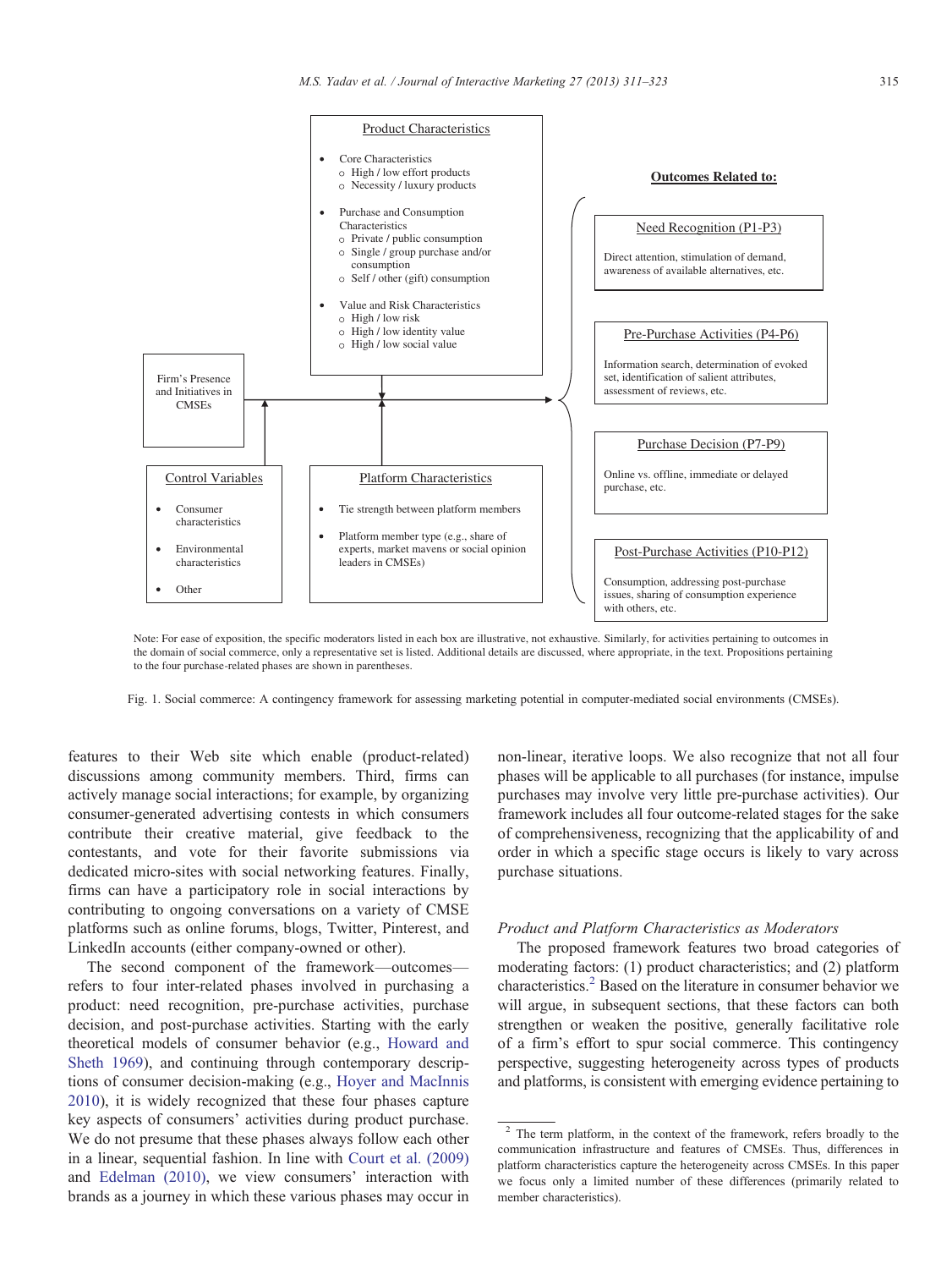**Product Characteristics**

- Core Characteristics
  - High / low effort products
  - Necessity / luxury products
- Purchase and Consumption Characteristics
  - Private / public consumption
  - Single / group purchase and/or consumption
  - Self / other (gift) consumption
- Value and Risk Characteristics
  - High / low risk
  - High / low identity value
  - High / low social value

**Firm's Presence and Initiatives in CMSEs**

**Control Variables**

- Consumer characteristics
- Environmental characteristics
- Other

**Platform Characteristics**

- Tie strength between platform members
- Platform member type (e.g., share of experts, market mavens or social opinion leaders in CMSEs)

**Outcomes Related to:**

**Need Recognition (P1-P3)**

Direct attention, stimulation of demand, awareness of available alternatives, etc.

**Pre-Purchase Activities (P4-P6)**

Information search, determination of evoked set, identification of salient attributes, assessment of reviews, etc.

**Purchase Decision (P7-P9)**

Online vs. offline, immediate or delayed purchase, etc.

**Post-Purchase Activities (P10-P12)**

Consumption, addressing post-purchase issues, sharing of consumption experience with others, etc.

Note: For ease of exposition, the specific moderators listed in each box are illustrative, not exhaustive. Similarly, for activities pertaining to outcomes in the domain of social commerce, only a representative set is listed. Additional details are discussed, where appropriate, in the text. Propositions pertaining to the four purchase-related phases are shown in parentheses.

Fig. 1. Social commerce: A contingency framework for assessing marketing potential in computer-mediated social environments (CMSEs).

features to their Web site which enable (product-related) discussions among community members. Third, firms can actively manage social interactions; for example, by organizing consumer-generated advertising contests in which consumers contribute their creative material, give feedback to the contestants, and vote for their favorite submissions via dedicated micro-sites with social networking features. Finally, firms can have a participatory role in social interactions by contributing to ongoing conversations on a variety of CMSE platforms such as online forums, blogs, Twitter, Pinterest, and LinkedIn accounts (either company-owned or other).

The second component of the framework—outcomes—refers to four inter-related phases involved in purchasing a product: need recognition, pre-purchase activities, purchase decision, and post-purchase activities. Starting with the early theoretical models of consumer behavior (e.g., Howard and Sheth 1969), and continuing through contemporary descriptions of consumer decision-making (e.g., Hoyer and MacInnis 2010), it is widely recognized that these four phases capture key aspects of consumers' activities during product purchase. We do not presume that these phases always follow each other in a linear, sequential fashion. In line with Court et al. (2009) and Edelman (2010), we view consumers' interaction with brands as a journey in which these various phases may occur in non-linear, iterative loops. We also recognize that not all four phases will be applicable to all purchases (for instance, impulse purchases may involve very little pre-purchase activities). Our framework includes all four outcome-related stages for the sake of comprehensiveness, recognizing that the applicability of and order in which a specific stage occurs is likely to vary across purchase situations.

### *Product and Platform Characteristics as Moderators*

The proposed framework features two broad categories of moderating factors: (1) product characteristics; and (2) platform characteristics.[2] Based on the literature in consumer behavior we will argue, in subsequent sections, that these factors can both strengthen or weaken the positive, generally facilitative role of a firm's effort to spur social commerce. This contingency perspective, suggesting heterogeneity across types of products and platforms, is consistent with emerging evidence pertaining to

[2] The term platform, in the context of the framework, refers broadly to the communication infrastructure and features of CMSEs. Thus, differences in platform characteristics capture the heterogeneity across CMSEs. In this paper we focus only a limited number of these differences (primarily related to member characteristics).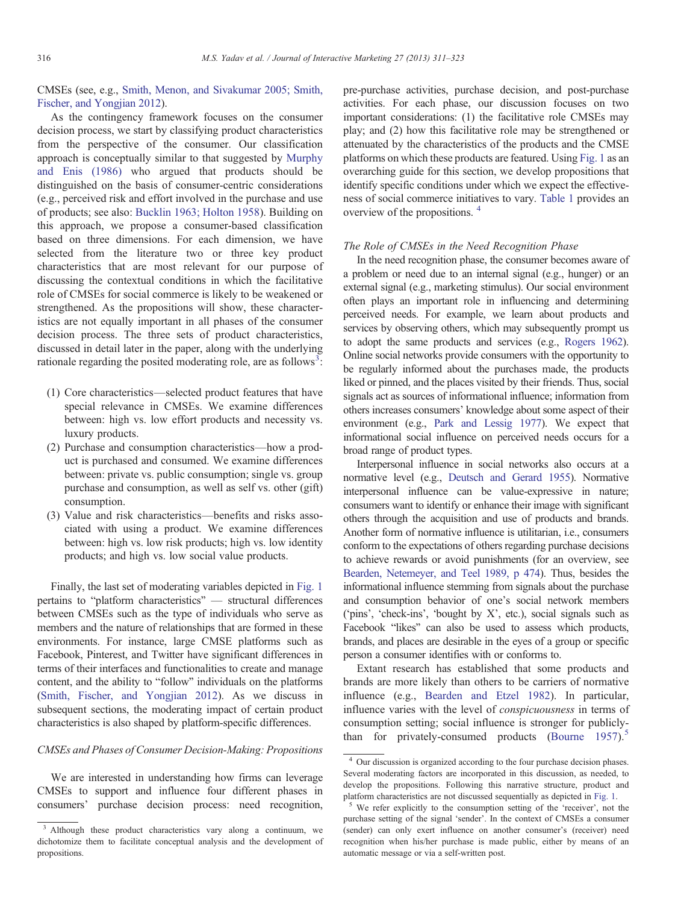CMSEs (see, e.g., Smith, Menon, and Sivakumar 2005; Smith, Fischer, and Yongjian 2012).

As the contingency framework focuses on the consumer decision process, we start by classifying product characteristics from the perspective of the consumer. Our classification approach is conceptually similar to that suggested by Murphy and Enis (1986) who argued that products should be distinguished on the basis of consumer-centric considerations (e.g., perceived risk and effort involved in the purchase and use of products; see also: Bucklin 1963; Holton 1958). Building on this approach, we propose a consumer-based classification based on three dimensions. For each dimension, we have selected from the literature two or three key product characteristics that are most relevant for our purpose of discussing the contextual conditions in which the facilitative role of CMSEs for social commerce is likely to be weakened or strengthened. As the propositions will show, these characteristics are not equally important in all phases of the consumer decision process. The three sets of product characteristics, discussed in detail later in the paper, along with the underlying rationale regarding the posited moderating role, are as follows[3]:

(1) Core characteristics—selected product features that have special relevance in CMSEs. We examine differences between: high vs. low effort products and necessity vs. luxury products.
(2) Purchase and consumption characteristics—how a product is purchased and consumed. We examine differences between: private vs. public consumption; single vs. group purchase and consumption, as well as self vs. other (gift) consumption.
(3) Value and risk characteristics—benefits and risks associated with using a product. We examine differences between: high vs. low risk products; high vs. low identity products; and high vs. low social value products.

Finally, the last set of moderating variables depicted in Fig. 1 pertains to "platform characteristics" — structural differences between CMSEs such as the type of individuals who serve as members and the nature of relationships that are formed in these environments. For instance, large CMSE platforms such as Facebook, Pinterest, and Twitter have significant differences in terms of their interfaces and functionalities to create and manage content, and the ability to "follow" individuals on the platforms (Smith, Fischer, and Yongjian 2012). As we discuss in subsequent sections, the moderating impact of certain product characteristics is also shaped by platform-specific differences.

### *CMSEs and Phases of Consumer Decision-Making: Propositions*

We are interested in understanding how firms can leverage CMSEs to support and influence four different phases in consumers' purchase decision process: need recognition, pre-purchase activities, purchase decision, and post-purchase activities. For each phase, our discussion focuses on two important considerations: (1) the facilitative role CMSEs may play; and (2) how this facilitative role may be strengthened or attenuated by the characteristics of the products and the CMSE platforms on which these products are featured. Using Fig. 1 as an overarching guide for this section, we develop propositions that identify specific conditions under which we expect the effectiveness of social commerce initiatives to vary. Table 1 provides an overview of the propositions.[4]

### *The Role of CMSEs in the Need Recognition Phase*

In the need recognition phase, the consumer becomes aware of a problem or need due to an internal signal (e.g., hunger) or an external signal (e.g., marketing stimulus). Our social environment often plays an important role in influencing and determining perceived needs. For example, we learn about products and services by observing others, which may subsequently prompt us to adopt the same products and services (e.g., Rogers 1962). Online social networks provide consumers with the opportunity to be regularly informed about the purchases made, the products liked or pinned, and the places visited by their friends. Thus, social signals act as sources of informational influence; information from others increases consumers' knowledge about some aspect of their environment (e.g., Park and Lessig 1977). We expect that informational social influence on perceived needs occurs for a broad range of product types.

Interpersonal influence in social networks also occurs at a normative level (e.g., Deutsch and Gerard 1955). Normative interpersonal influence can be value-expressive in nature; consumers want to identify or enhance their image with significant others through the acquisition and use of products and brands. Another form of normative influence is utilitarian, i.e., consumers conform to the expectations of others regarding purchase decisions to achieve rewards or avoid punishments (for an overview, see Bearden, Netemeyer, and Teel 1989, p 474). Thus, besides the informational influence stemming from signals about the purchase and consumption behavior of one's social network members ('pins', 'check-ins', 'bought by X', etc.), social signals such as Facebook "likes" can also be used to assess which products, brands, and places are desirable in the eyes of a group or specific person a consumer identifies with or conforms to.

Extant research has established that some products and brands are more likely than others to be carriers of normative influence (e.g., Bearden and Etzel 1982). In particular, influence varies with the level of *conspicuousness* in terms of consumption setting; social influence is stronger for publicly-than for privately-consumed products (Bourne 1957).[5]

---

[3] Although these product characteristics vary along a continuum, we dichotomize them to facilitate conceptual analysis and the development of propositions.

[4] Our discussion is organized according to the four purchase decision phases. Several moderating factors are incorporated in this discussion, as needed, to develop the propositions. Following this narrative structure, product and platform characteristics are not discussed sequentially as depicted in Fig. 1.

[5] We refer explicitly to the consumption setting of the 'receiver', not the purchase setting of the signal 'sender'. In the context of CMSEs a consumer (sender) can only exert influence on another consumer's (receiver) need recognition when his/her purchase is made public, either by means of an automatic message or via a self-written post.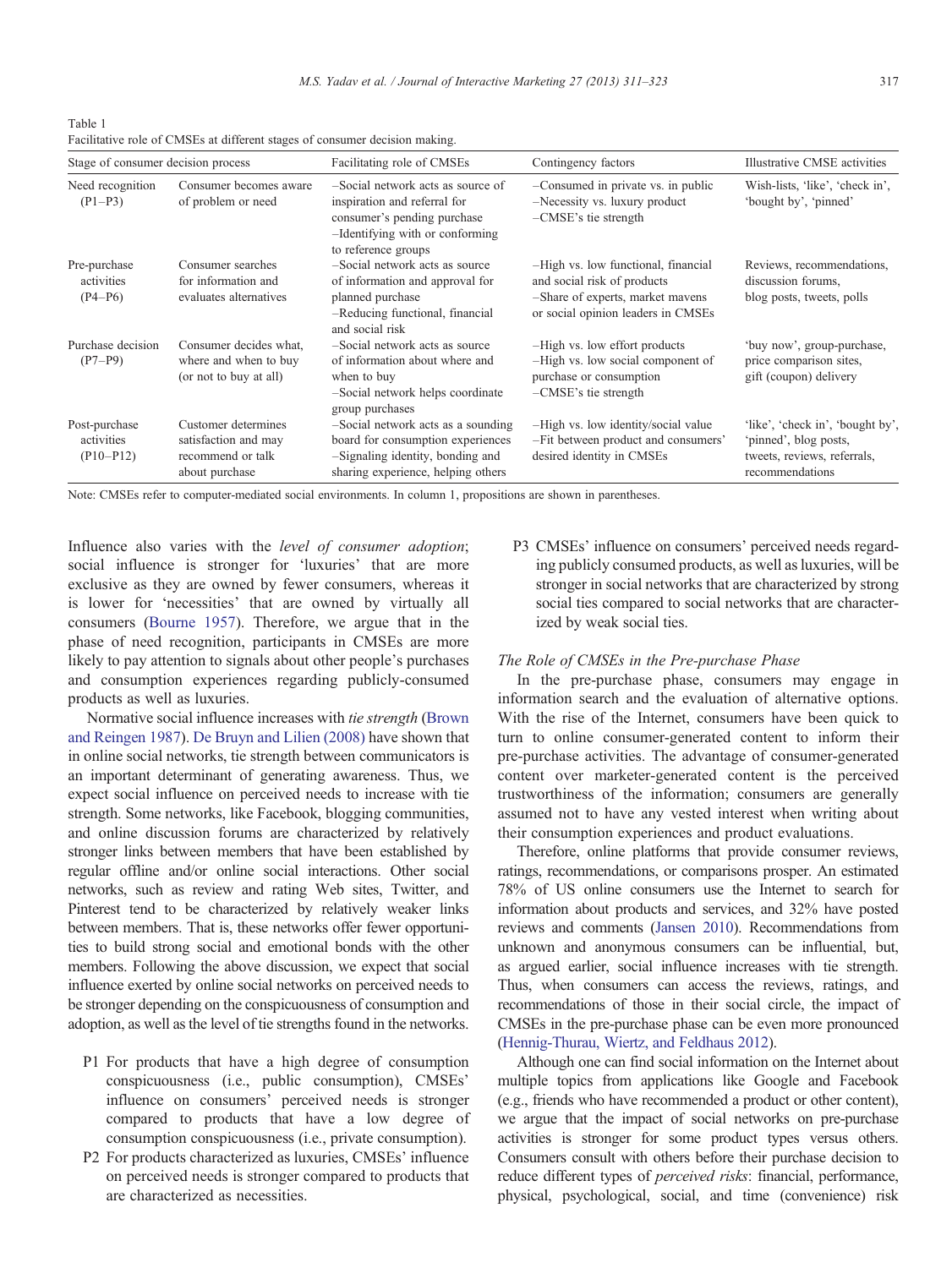Table 1
Facilitative role of CMSEs at different stages of consumer decision making.

| Stage of consumer decision process | | Facilitating role of CMSEs | Contingency factors | Illustrative CMSE activities |
|---|---|---|---|---|
| Need recognition (P1–P3) | Consumer becomes aware of problem or need | –Social network acts as source of inspiration and referral for consumer's pending purchase<br>–Identifying with or conforming to reference groups | –Consumed in private vs. in public<br>–Necessity vs. luxury product<br>–CMSE's tie strength | Wish-lists, 'like', 'check in', 'bought by', 'pinned' |
| Pre-purchase activities (P4–P6) | Consumer searches for information and evaluates alternatives | –Social network acts as source of information and approval for planned purchase<br>–Reducing functional, financial and social risk | –High vs. low functional, financial and social risk of products<br>–Share of experts, market mavens or social opinion leaders in CMSEs | Reviews, recommendations, discussion forums, blog posts, tweets, polls |
| Purchase decision (P7–P9) | Consumer decides what, where and when to buy (or not to buy at all) | –Social network acts as source of information about where and when to buy<br>–Social network helps coordinate group purchases | –High vs. low effort products<br>–High vs. low social component of purchase or consumption<br>–CMSE's tie strength | 'buy now', group-purchase, price comparison sites, gift (coupon) delivery |
| Post-purchase activities (P10–P12) | Customer determines satisfaction and may recommend or talk about purchase | –Social network acts as a sounding board for consumption experiences<br>–Signaling identity, bonding and sharing experience, helping others | –High vs. low identity/social value<br>–Fit between product and consumers' desired identity in CMSEs | 'like', 'check in', 'bought by', 'pinned', blog posts, tweets, reviews, referrals, recommendations |

Note: CMSEs refer to computer-mediated social environments. In column 1, propositions are shown in parentheses.

Influence also varies with the *level of consumer adoption*; social influence is stronger for 'luxuries' that are more exclusive as they are owned by fewer consumers, whereas it is lower for 'necessities' that are owned by virtually all consumers (Bourne 1957). Therefore, we argue that in the phase of need recognition, participants in CMSEs are more likely to pay attention to signals about other people's purchases and consumption experiences regarding publicly-consumed products as well as luxuries.

Normative social influence increases with *tie strength* (Brown and Reingen 1987). De Bruyn and Lilien (2008) have shown that in online social networks, tie strength between communicators is an important determinant of generating awareness. Thus, we expect social influence on perceived needs to increase with tie strength. Some networks, like Facebook, blogging communities, and online discussion forums are characterized by relatively stronger links between members that have been established by regular offline and/or online social interactions. Other social networks, such as review and rating Web sites, Twitter, and Pinterest tend to be characterized by relatively weaker links between members. That is, these networks offer fewer opportunities to build strong social and emotional bonds with the other members. Following the above discussion, we expect that social influence exerted by online social networks on perceived needs to be stronger depending on the conspicuousness of consumption and adoption, as well as the level of tie strengths found in the networks.

- P1 For products that have a high degree of consumption conspicuousness (i.e., public consumption), CMSEs' influence on consumers' perceived needs is stronger compared to products that have a low degree of consumption conspicuousness (i.e., private consumption).
- P2 For products characterized as luxuries, CMSEs' influence on perceived needs is stronger compared to products that are characterized as necessities.
- P3 CMSEs' influence on consumers' perceived needs regarding publicly consumed products, as well as luxuries, will be stronger in social networks that are characterized by strong social ties compared to social networks that are characterized by weak social ties.

### The Role of CMSEs in the Pre-purchase Phase

In the pre-purchase phase, consumers may engage in information search and the evaluation of alternative options. With the rise of the Internet, consumers have been quick to turn to online consumer-generated content to inform their pre-purchase activities. The advantage of consumer-generated content over marketer-generated content is the perceived trustworthiness of the information; consumers are generally assumed not to have any vested interest when writing about their consumption experiences and product evaluations.

Therefore, online platforms that provide consumer reviews, ratings, recommendations, or comparisons prosper. An estimated 78% of US online consumers use the Internet to search for information about products and services, and 32% have posted reviews and comments (Jansen 2010). Recommendations from unknown and anonymous consumers can be influential, but, as argued earlier, social influence increases with tie strength. Thus, when consumers can access the reviews, ratings, and recommendations of those in their social circle, the impact of CMSEs in the pre-purchase phase can be even more pronounced (Hennig-Thurau, Wiertz, and Feldhaus 2012).

Although one can find social information on the Internet about multiple topics from applications like Google and Facebook (e.g., friends who have recommended a product or other content), we argue that the impact of social networks on pre-purchase activities is stronger for some product types versus others. Consumers consult with others before their purchase decision to reduce different types of *perceived risks*: financial, performance, physical, psychological, social, and time (convenience) risk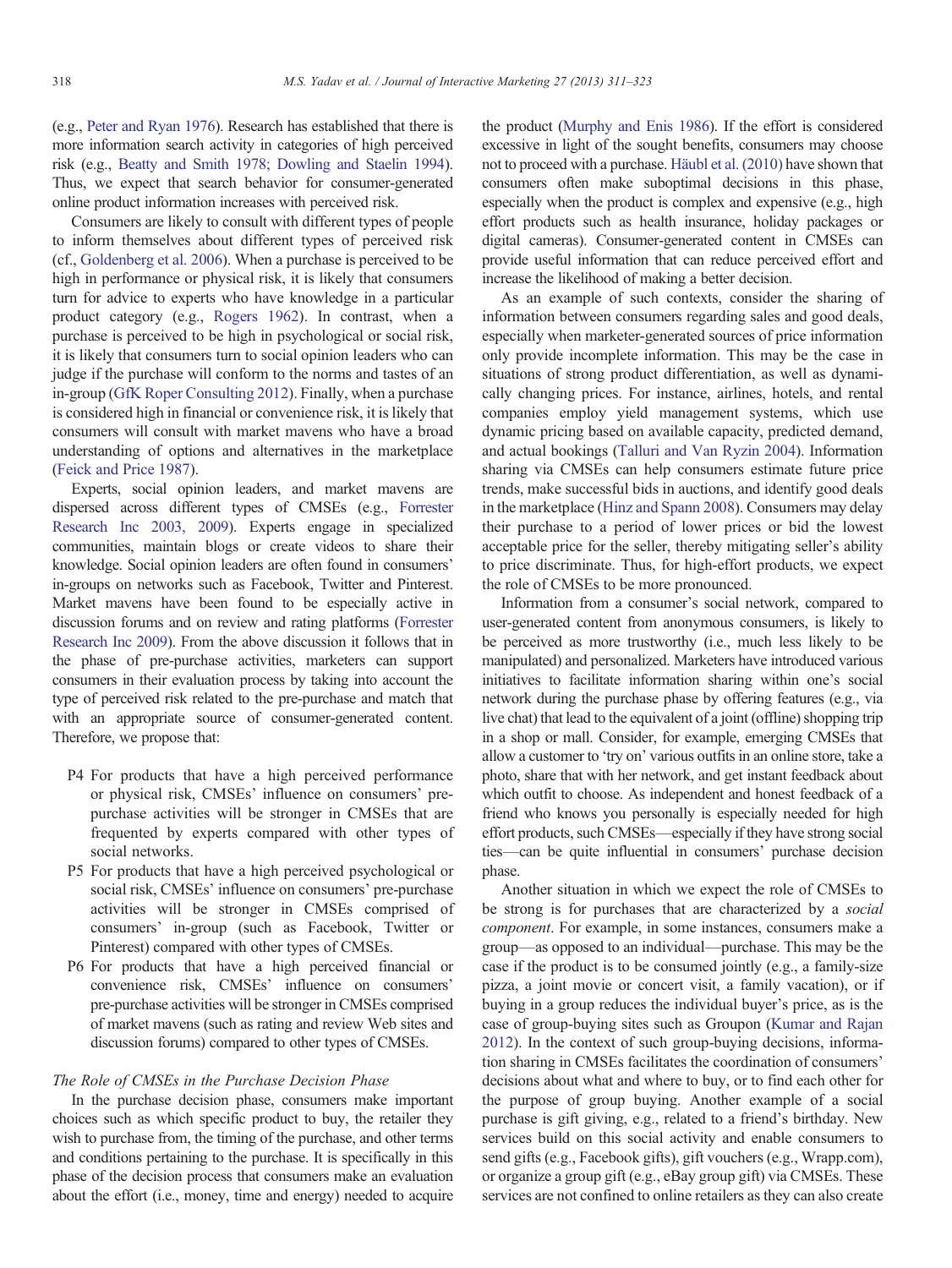(e.g., Peter and Ryan 1976). Research has established that there is more information search activity in categories of high perceived risk (e.g., Beatty and Smith 1978; Dowling and Staelin 1994). Thus, we expect that search behavior for consumer-generated online product information increases with perceived risk.

Consumers are likely to consult with different types of people to inform themselves about different types of perceived risk (cf., Goldenberg et al. 2006). When a purchase is perceived to be high in performance or physical risk, it is likely that consumers turn for advice to experts who have knowledge in a particular product category (e.g., Rogers 1962). In contrast, when a purchase is perceived to be high in psychological or social risk, it is likely that consumers turn to social opinion leaders who can judge if the purchase will conform to the norms and tastes of an in-group (GfK Roper Consulting 2012). Finally, when a purchase is considered high in financial or convenience risk, it is likely that consumers will consult with market mavens who have a broad understanding of options and alternatives in the marketplace (Feick and Price 1987).

Experts, social opinion leaders, and market mavens are dispersed across different types of CMSEs (e.g., Forrester Research Inc 2003, 2009). Experts engage in specialized communities, maintain blogs or create videos to share their knowledge. Social opinion leaders are often found in consumers' in-groups on networks such as Facebook, Twitter and Pinterest. Market mavens have been found to be especially active in discussion forums and on review and rating platforms (Forrester Research Inc 2009). From the above discussion it follows that in the phase of pre-purchase activities, marketers can support consumers in their evaluation process by taking into account the type of perceived risk related to the pre-purchase and match that with an appropriate source of consumer-generated content. Therefore, we propose that:

- P4 For products that have a high perceived performance or physical risk, CMSEs' influence on consumers' pre-purchase activities will be stronger in CMSEs that are frequented by experts compared with other types of social networks.
- P5 For products that have a high perceived psychological or social risk, CMSEs' influence on consumers' pre-purchase activities will be stronger in CMSEs comprised of consumers' in-group (such as Facebook, Twitter or Pinterest) compared with other types of CMSEs.
- P6 For products that have a high perceived financial or convenience risk, CMSEs' influence on consumers' pre-purchase activities will be stronger in CMSEs comprised of market mavens (such as rating and review Web sites and discussion forums) compared to other types of CMSEs.

### *The Role of CMSEs in the Purchase Decision Phase*

In the purchase decision phase, consumers make important choices such as which specific product to buy, the retailer they wish to purchase from, the timing of the purchase, and other terms and conditions pertaining to the purchase. It is specifically in this phase of the decision process that consumers make an evaluation about the effort (i.e., money, time and energy) needed to acquire the product (Murphy and Enis 1986). If the effort is considered excessive in light of the sought benefits, consumers may choose not to proceed with a purchase. Häubl et al. (2010) have shown that consumers often make suboptimal decisions in this phase, especially when the product is complex and expensive (e.g., high effort products such as health insurance, holiday packages or digital cameras). Consumer-generated content in CMSEs can provide useful information that can reduce perceived effort and increase the likelihood of making a better decision.

As an example of such contexts, consider the sharing of information between consumers regarding sales and good deals, especially when marketer-generated sources of price information only provide incomplete information. This may be the case in situations of strong product differentiation, as well as dynamically changing prices. For instance, airlines, hotels, and rental companies employ yield management systems, which use dynamic pricing based on available capacity, predicted demand, and actual bookings (Talluri and Van Ryzin 2004). Information sharing via CMSEs can help consumers estimate future price trends, make successful bids in auctions, and identify good deals in the marketplace (Hinz and Spann 2008). Consumers may delay their purchase to a period of lower prices or bid the lowest acceptable price for the seller, thereby mitigating seller's ability to price discriminate. Thus, for high-effort products, we expect the role of CMSEs to be more pronounced.

Information from a consumer's social network, compared to user-generated content from anonymous consumers, is likely to be perceived as more trustworthy (i.e., much less likely to be manipulated) and personalized. Marketers have introduced various initiatives to facilitate information sharing within one's social network during the purchase phase by offering features (e.g., via live chat) that lead to the equivalent of a joint (offline) shopping trip in a shop or mall. Consider, for example, emerging CMSEs that allow a customer to 'try on' various outfits in an online store, take a photo, share that with her network, and get instant feedback about which outfit to choose. As independent and honest feedback of a friend who knows you personally is especially needed for high effort products, such CMSEs—especially if they have strong social ties—can be quite influential in consumers' purchase decision phase.

Another situation in which we expect the role of CMSEs to be strong is for purchases that are characterized by a *social component*. For example, in some instances, consumers make a group—as opposed to an individual—purchase. This may be the case if the product is to be consumed jointly (e.g., a family-size pizza, a joint movie or concert visit, a family vacation), or if buying in a group reduces the individual buyer's price, as is the case of group-buying sites such as Groupon (Kumar and Rajan 2012). In the context of such group-buying decisions, information sharing in CMSEs facilitates the coordination of consumers' decisions about what and where to buy, or to find each other for the purpose of group buying. Another example of a social purchase is gift giving, e.g., related to a friend's birthday. New services build on this social activity and enable consumers to send gifts (e.g., Facebook gifts), gift vouchers (e.g., Wrapp.com), or organize a group gift (e.g., eBay group gift) via CMSEs. These services are not confined to online retailers as they can also create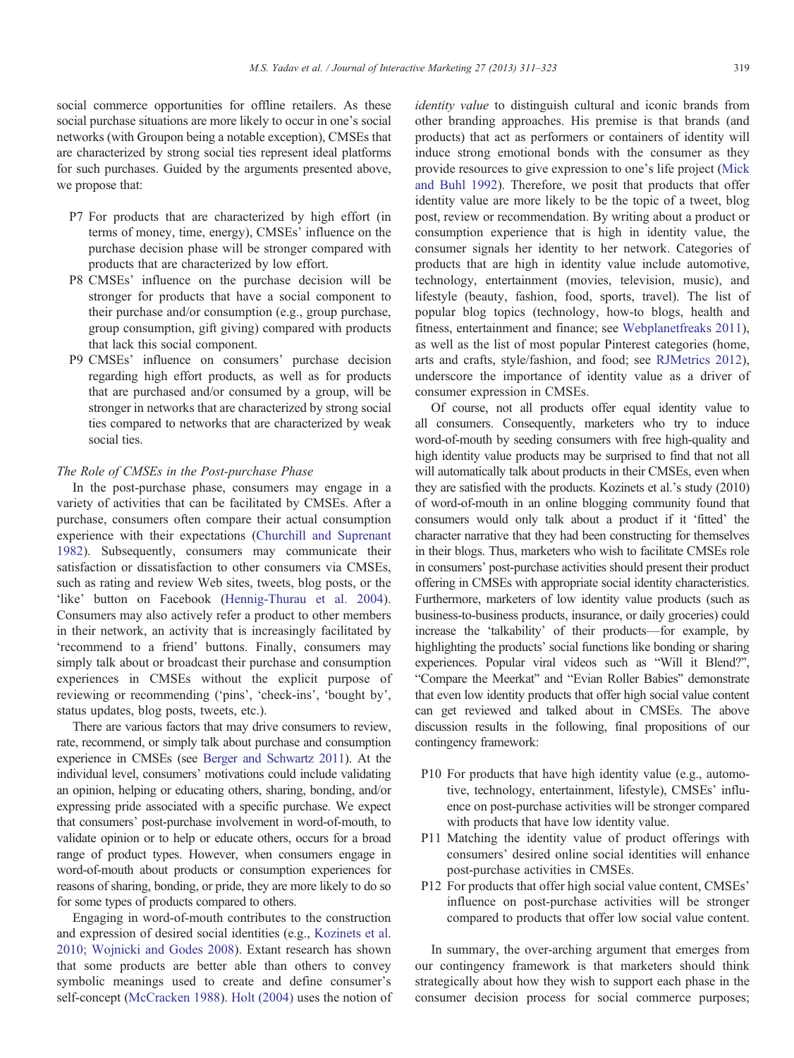social commerce opportunities for offline retailers. As these social purchase situations are more likely to occur in one's social networks (with Groupon being a notable exception), CMSEs that are characterized by strong social ties represent ideal platforms for such purchases. Guided by the arguments presented above, we propose that:

- P7 For products that are characterized by high effort (in terms of money, time, energy), CMSEs' influence on the purchase decision phase will be stronger compared with products that are characterized by low effort.
- P8 CMSEs' influence on the purchase decision will be stronger for products that have a social component to their purchase and/or consumption (e.g., group purchase, group consumption, gift giving) compared with products that lack this social component.
- P9 CMSEs' influence on consumers' purchase decision regarding high effort products, as well as for products that are purchased and/or consumed by a group, will be stronger in networks that are characterized by strong social ties compared to networks that are characterized by weak social ties.

### The Role of CMSEs in the Post-purchase Phase

In the post-purchase phase, consumers may engage in a variety of activities that can be facilitated by CMSEs. After a purchase, consumers often compare their actual consumption experience with their expectations (Churchill and Suprenant 1982). Subsequently, consumers may communicate their satisfaction or dissatisfaction to other consumers via CMSEs, such as rating and review Web sites, tweets, blog posts, or the 'like' button on Facebook (Hennig-Thurau et al. 2004). Consumers may also actively refer a product to other members in their network, an activity that is increasingly facilitated by 'recommend to a friend' buttons. Finally, consumers may simply talk about or broadcast their purchase and consumption experiences in CMSEs without the explicit purpose of reviewing or recommending ('pins', 'check-ins', 'bought by', status updates, blog posts, tweets, etc.).

There are various factors that may drive consumers to review, rate, recommend, or simply talk about purchase and consumption experience in CMSEs (see Berger and Schwartz 2011). At the individual level, consumers' motivations could include validating an opinion, helping or educating others, sharing, bonding, and/or expressing pride associated with a specific purchase. We expect that consumers' post-purchase involvement in word-of-mouth, to validate opinion or to help or educate others, occurs for a broad range of product types. However, when consumers engage in word-of-mouth about products or consumption experiences for reasons of sharing, bonding, or pride, they are more likely to do so for some types of products compared to others.

Engaging in word-of-mouth contributes to the construction and expression of desired social identities (e.g., Kozinets et al. 2010; Wojnicki and Godes 2008). Extant research has shown that some products are better able than others to convey symbolic meanings used to create and define consumer's self-concept (McCracken 1988). Holt (2004) uses the notion of *identity value* to distinguish cultural and iconic brands from other branding approaches. His premise is that brands (and products) that act as performers or containers of identity will induce strong emotional bonds with the consumer as they provide resources to give expression to one's life project (Mick and Buhl 1992). Therefore, we posit that products that offer identity value are more likely to be the topic of a tweet, blog post, review or recommendation. By writing about a product or consumption experience that is high in identity value, the consumer signals her identity to her network. Categories of products that are high in identity value include automotive, technology, entertainment (movies, television, music), and lifestyle (beauty, fashion, food, sports, travel). The list of popular blog topics (technology, how-to blogs, health and fitness, entertainment and finance; see Webplanetfreaks 2011), as well as the list of most popular Pinterest categories (home, arts and crafts, style/fashion, and food; see RJMetrics 2012), underscore the importance of identity value as a driver of consumer expression in CMSEs.

Of course, not all products offer equal identity value to all consumers. Consequently, marketers who try to induce word-of-mouth by seeding consumers with free high-quality and high identity value products may be surprised to find that not all will automatically talk about products in their CMSEs, even when they are satisfied with the products. Kozinets et al.'s study (2010) of word-of-mouth in an online blogging community found that consumers would only talk about a product if it 'fitted' the character narrative that they had been constructing for themselves in their blogs. Thus, marketers who wish to facilitate CMSEs role in consumers' post-purchase activities should present their product offering in CMSEs with appropriate social identity characteristics. Furthermore, marketers of low identity value products (such as business-to-business products, insurance, or daily groceries) could increase the 'talkability' of their products—for example, by highlighting the products' social functions like bonding or sharing experiences. Popular viral videos such as "Will it Blend?", "Compare the Meerkat" and "Evian Roller Babies" demonstrate that even low identity products that offer high social value content can get reviewed and talked about in CMSEs. The above discussion results in the following, final propositions of our contingency framework:

- P10 For products that have high identity value (e.g., automotive, technology, entertainment, lifestyle), CMSEs' influence on post-purchase activities will be stronger compared with products that have low identity value.
- P11 Matching the identity value of product offerings with consumers' desired online social identities will enhance post-purchase activities in CMSEs.
- P12 For products that offer high social value content, CMSEs' influence on post-purchase activities will be stronger compared to products that offer low social value content.

In summary, the over-arching argument that emerges from our contingency framework is that marketers should think strategically about how they wish to support each phase in the consumer decision process for social commerce purposes;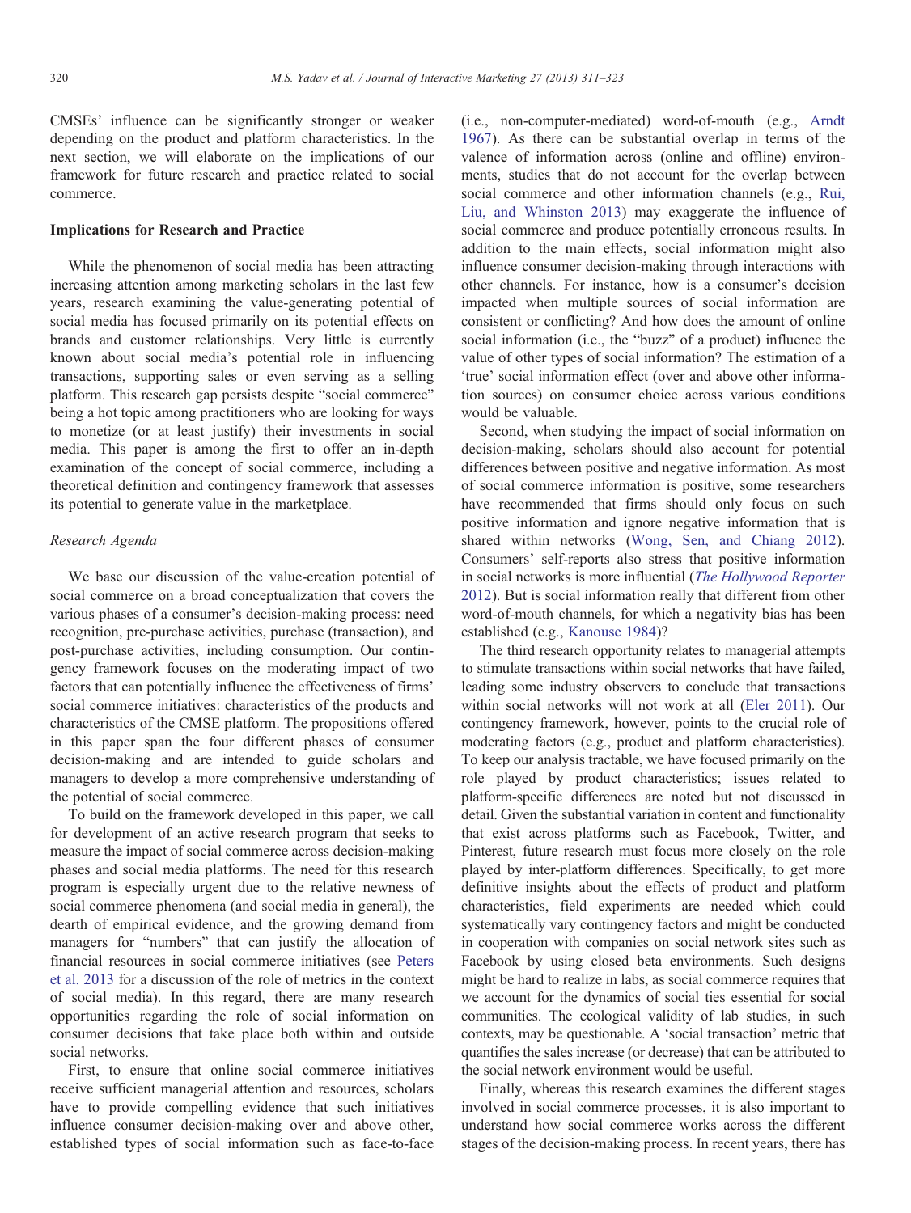CMSEs' influence can be significantly stronger or weaker depending on the product and platform characteristics. In the next section, we will elaborate on the implications of our framework for future research and practice related to social commerce.

## Implications for Research and Practice

While the phenomenon of social media has been attracting increasing attention among marketing scholars in the last few years, research examining the value-generating potential of social media has focused primarily on its potential effects on brands and customer relationships. Very little is currently known about social media's potential role in influencing transactions, supporting sales or even serving as a selling platform. This research gap persists despite "social commerce" being a hot topic among practitioners who are looking for ways to monetize (or at least justify) their investments in social media. This paper is among the first to offer an in-depth examination of the concept of social commerce, including a theoretical definition and contingency framework that assesses its potential to generate value in the marketplace.

### *Research Agenda*

We base our discussion of the value-creation potential of social commerce on a broad conceptualization that covers the various phases of a consumer's decision-making process: need recognition, pre-purchase activities, purchase (transaction), and post-purchase activities, including consumption. Our contingency framework focuses on the moderating impact of two factors that can potentially influence the effectiveness of firms' social commerce initiatives: characteristics of the products and characteristics of the CMSE platform. The propositions offered in this paper span the four different phases of consumer decision-making and are intended to guide scholars and managers to develop a more comprehensive understanding of the potential of social commerce.

To build on the framework developed in this paper, we call for development of an active research program that seeks to measure the impact of social commerce across decision-making phases and social media platforms. The need for this research program is especially urgent due to the relative newness of social commerce phenomena (and social media in general), the dearth of empirical evidence, and the growing demand from managers for "numbers" that can justify the allocation of financial resources in social commerce initiatives (see Peters et al. 2013 for a discussion of the role of metrics in the context of social media). In this regard, there are many research opportunities regarding the role of social information on consumer decisions that take place both within and outside social networks.

First, to ensure that online social commerce initiatives receive sufficient managerial attention and resources, scholars have to provide compelling evidence that such initiatives influence consumer decision-making over and above other, established types of social information such as face-to-face (i.e., non-computer-mediated) word-of-mouth (e.g., Arndt 1967). As there can be substantial overlap in terms of the valence of information across (online and offline) environments, studies that do not account for the overlap between social commerce and other information channels (e.g., Rui, Liu, and Whinston 2013) may exaggerate the influence of social commerce and produce potentially erroneous results. In addition to the main effects, social information might also influence consumer decision-making through interactions with other channels. For instance, how is a consumer's decision impacted when multiple sources of social information are consistent or conflicting? And how does the amount of online social information (i.e., the "buzz" of a product) influence the value of other types of social information? The estimation of a 'true' social information effect (over and above other information sources) on consumer choice across various conditions would be valuable.

Second, when studying the impact of social information on decision-making, scholars should also account for potential differences between positive and negative information. As most of social commerce information is positive, some researchers have recommended that firms should only focus on such positive information and ignore negative information that is shared within networks (Wong, Sen, and Chiang 2012). Consumers' self-reports also stress that positive information in social networks is more influential (*The Hollywood Reporter* 2012). But is social information really that different from other word-of-mouth channels, for which a negativity bias has been established (e.g., Kanouse 1984)?

The third research opportunity relates to managerial attempts to stimulate transactions within social networks that have failed, leading some industry observers to conclude that transactions within social networks will not work at all (Eler 2011). Our contingency framework, however, points to the crucial role of moderating factors (e.g., product and platform characteristics). To keep our analysis tractable, we have focused primarily on the role played by product characteristics; issues related to platform-specific differences are noted but not discussed in detail. Given the substantial variation in content and functionality that exist across platforms such as Facebook, Twitter, and Pinterest, future research must focus more closely on the role played by inter-platform differences. Specifically, to get more definitive insights about the effects of product and platform characteristics, field experiments are needed which could systematically vary contingency factors and might be conducted in cooperation with companies on social network sites such as Facebook by using closed beta environments. Such designs might be hard to realize in labs, as social commerce requires that we account for the dynamics of social ties essential for social communities. The ecological validity of lab studies, in such contexts, may be questionable. A 'social transaction' metric that quantifies the sales increase (or decrease) that can be attributed to the social network environment would be useful.

Finally, whereas this research examines the different stages involved in social commerce processes, it is also important to understand how social commerce works across the different stages of the decision-making process. In recent years, there has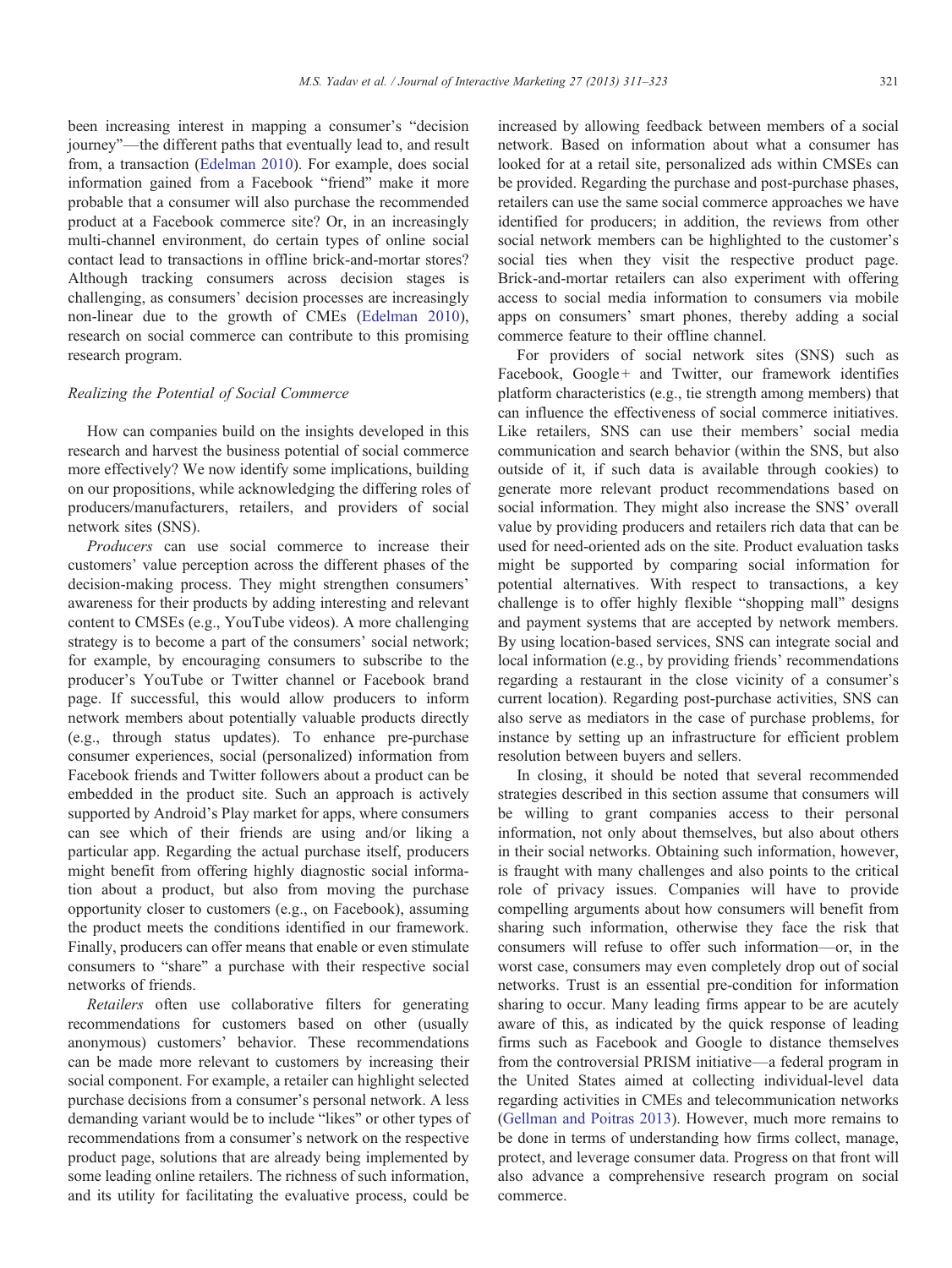been increasing interest in mapping a consumer's "decision journey"—the different paths that eventually lead to, and result from, a transaction (Edelman 2010). For example, does social information gained from a Facebook "friend" make it more probable that a consumer will also purchase the recommended product at a Facebook commerce site? Or, in an increasingly multi-channel environment, do certain types of online social contact lead to transactions in offline brick-and-mortar stores? Although tracking consumers across decision stages is challenging, as consumers' decision processes are increasingly non-linear due to the growth of CMEs (Edelman 2010), research on social commerce can contribute to this promising research program.

### *Realizing the Potential of Social Commerce*

How can companies build on the insights developed in this research and harvest the business potential of social commerce more effectively? We now identify some implications, building on our propositions, while acknowledging the differing roles of producers/manufacturers, retailers, and providers of social network sites (SNS).

*Producers* can use social commerce to increase their customers' value perception across the different phases of the decision-making process. They might strengthen consumers' awareness for their products by adding interesting and relevant content to CMSEs (e.g., YouTube videos). A more challenging strategy is to become a part of the consumers' social network; for example, by encouraging consumers to subscribe to the producer's YouTube or Twitter channel or Facebook brand page. If successful, this would allow producers to inform network members about potentially valuable products directly (e.g., through status updates). To enhance pre-purchase consumer experiences, social (personalized) information from Facebook friends and Twitter followers about a product can be embedded in the product site. Such an approach is actively supported by Android's Play market for apps, where consumers can see which of their friends are using and/or liking a particular app. Regarding the actual purchase itself, producers might benefit from offering highly diagnostic social information about a product, but also from moving the purchase opportunity closer to customers (e.g., on Facebook), assuming the product meets the conditions identified in our framework. Finally, producers can offer means that enable or even stimulate consumers to "share" a purchase with their respective social networks of friends.

*Retailers* often use collaborative filters for generating recommendations for customers based on other (usually anonymous) customers' behavior. These recommendations can be made more relevant to customers by increasing their social component. For example, a retailer can highlight selected purchase decisions from a consumer's personal network. A less demanding variant would be to include "likes" or other types of recommendations from a consumer's network on the respective product page, solutions that are already being implemented by some leading online retailers. The richness of such information, and its utility for facilitating the evaluative process, could be increased by allowing feedback between members of a social network. Based on information about what a consumer has looked for at a retail site, personalized ads within CMSEs can be provided. Regarding the purchase and post-purchase phases, retailers can use the same social commerce approaches we have identified for producers; in addition, the reviews from other social network members can be highlighted to the customer's social ties when they visit the respective product page. Brick-and-mortar retailers can also experiment with offering access to social media information to consumers via mobile apps on consumers' smart phones, thereby adding a social commerce feature to their offline channel.

For providers of social network sites (SNS) such as Facebook, Google+ and Twitter, our framework identifies platform characteristics (e.g., tie strength among members) that can influence the effectiveness of social commerce initiatives. Like retailers, SNS can use their members' social media communication and search behavior (within the SNS, but also outside of it, if such data is available through cookies) to generate more relevant product recommendations based on social information. They might also increase the SNS' overall value by providing producers and retailers rich data that can be used for need-oriented ads on the site. Product evaluation tasks might be supported by comparing social information for potential alternatives. With respect to transactions, a key challenge is to offer highly flexible "shopping mall" designs and payment systems that are accepted by network members. By using location-based services, SNS can integrate social and local information (e.g., by providing friends' recommendations regarding a restaurant in the close vicinity of a consumer's current location). Regarding post-purchase activities, SNS can also serve as mediators in the case of purchase problems, for instance by setting up an infrastructure for efficient problem resolution between buyers and sellers.

In closing, it should be noted that several recommended strategies described in this section assume that consumers will be willing to grant companies access to their personal information, not only about themselves, but also about others in their social networks. Obtaining such information, however, is fraught with many challenges and also points to the critical role of privacy issues. Companies will have to provide compelling arguments about how consumers will benefit from sharing such information, otherwise they face the risk that consumers will refuse to offer such information—or, in the worst case, consumers may even completely drop out of social networks. Trust is an essential pre-condition for information sharing to occur. Many leading firms appear to be are acutely aware of this, as indicated by the quick response of leading firms such as Facebook and Google to distance themselves from the controversial PRISM initiative—a federal program in the United States aimed at collecting individual-level data regarding activities in CMEs and telecommunication networks (Gellman and Poitras 2013). However, much more remains to be done in terms of understanding how firms collect, manage, protect, and leverage consumer data. Progress on that front will also advance a comprehensive research program on social commerce.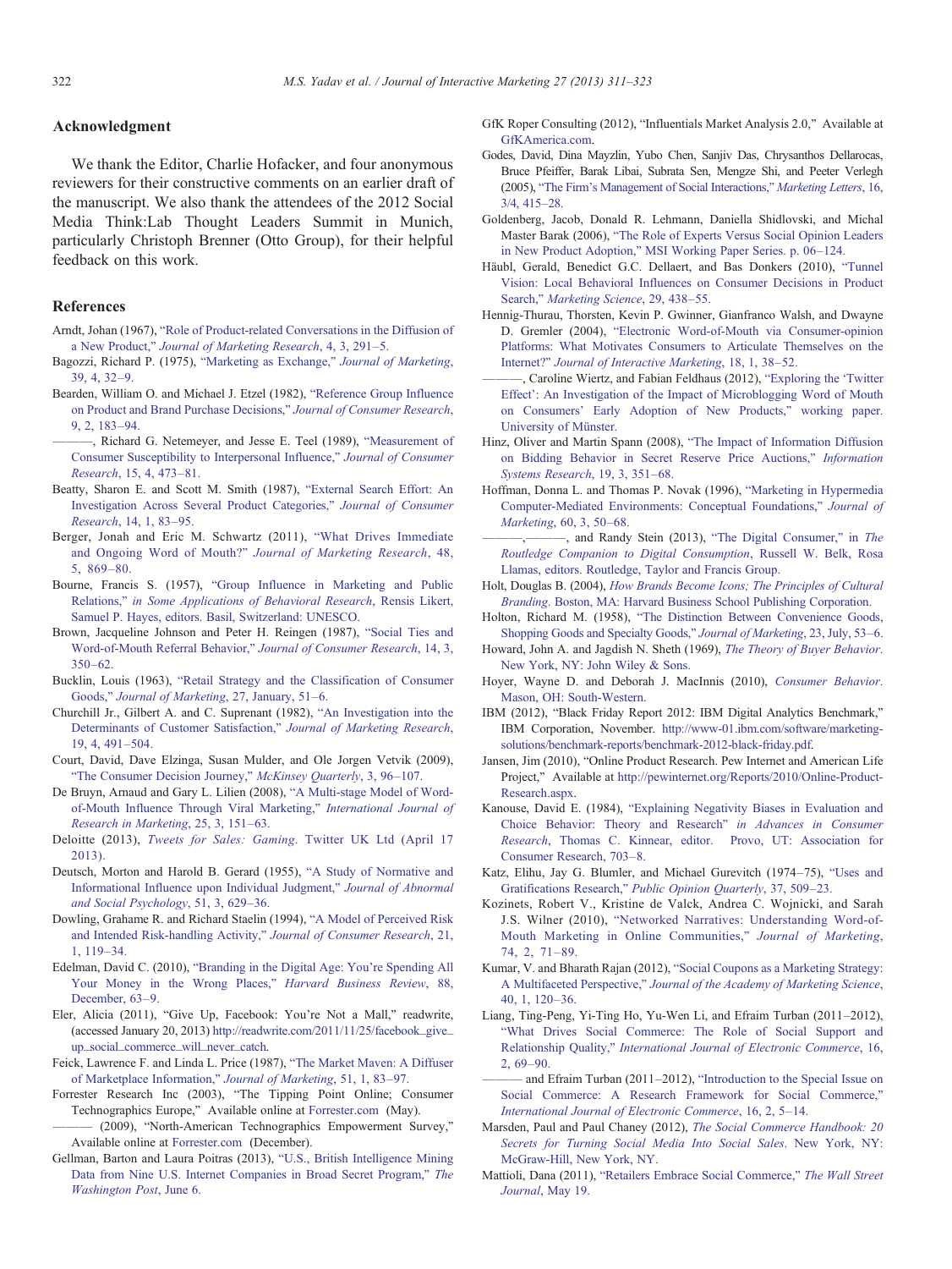## Acknowledgment

We thank the Editor, Charlie Hofacker, and four anonymous reviewers for their constructive comments on an earlier draft of the manuscript. We also thank the attendees of the 2012 Social Media Think:Lab Thought Leaders Summit in Munich, particularly Christoph Brenner (Otto Group), for their helpful feedback on this work.

## References

Arndt, Johan (1967), "Role of Product-related Conversations in the Diffusion of a New Product," *Journal of Marketing Research*, 4, 3, 291–5.

Bagozzi, Richard P. (1975), "Marketing as Exchange," *Journal of Marketing*, 39, 4, 32–9.

Bearden, William O. and Michael J. Etzel (1982), "Reference Group Influence on Product and Brand Purchase Decisions," *Journal of Consumer Research*, 9, 2, 183–94.

———, Richard G. Netemeyer, and Jesse E. Teel (1989), "Measurement of Consumer Susceptibility to Interpersonal Influence," *Journal of Consumer Research*, 15, 4, 473–81.

Beatty, Sharon E. and Scott M. Smith (1987), "External Search Effort: An Investigation Across Several Product Categories," *Journal of Consumer Research*, 14, 1, 83–95.

Berger, Jonah and Eric M. Schwartz (2011), "What Drives Immediate and Ongoing Word of Mouth?" *Journal of Marketing Research*, 48, 5, 869–80.

Bourne, Francis S. (1957), "Group Influence in Marketing and Public Relations," *in Some Applications of Behavioral Research*, Rensis Likert, Samuel P. Hayes, editors. Basil, Switzerland: UNESCO.

Brown, Jacqueline Johnson and Peter H. Reingen (1987), "Social Ties and Word-of-Mouth Referral Behavior," *Journal of Consumer Research*, 14, 3, 350–62.

Bucklin, Louis (1963), "Retail Strategy and the Classification of Consumer Goods," *Journal of Marketing*, 27, January, 51–6.

Churchill Jr., Gilbert A. and C. Suprenant (1982), "An Investigation into the Determinants of Customer Satisfaction," *Journal of Marketing Research*, 19, 4, 491–504.

Court, David, Dave Elzinga, Susan Mulder, and Ole Jorgen Vetvik (2009), "The Consumer Decision Journey," *McKinsey Quarterly*, 3, 96–107.

De Bruyn, Arnaud and Gary L. Lilien (2008), "A Multi-stage Model of Word-of-Mouth Influence Through Viral Marketing," *International Journal of Research in Marketing*, 25, 3, 151–63.

Deloitte (2013), *Tweets for Sales: Gaming*. Twitter UK Ltd (April 17 2013).

Deutsch, Morton and Harold B. Gerard (1955), "A Study of Normative and Informational Influence upon Individual Judgment," *Journal of Abnormal and Social Psychology*, 51, 3, 629–36.

Dowling, Grahame R. and Richard Staelin (1994), "A Model of Perceived Risk and Intended Risk-handling Activity," *Journal of Consumer Research*, 21, 1, 119–34.

Edelman, David C. (2010), "Branding in the Digital Age: You're Spending All Your Money in the Wrong Places," *Harvard Business Review*, 88, December, 63–9.

Eler, Alicia (2011), "Give Up, Facebook: You're Not a Mall," readwrite, (accessed January 20, 2013) http://readwrite.com/2011/11/25/facebook_give_up_social_commerce_will_never_catch.

Feick, Lawrence F. and Linda L. Price (1987), "The Market Maven: A Diffuser of Marketplace Information," *Journal of Marketing*, 51, 1, 83–97.

Forrester Research Inc (2003), "The Tipping Point Online; Consumer Technographics Europe," Available online at Forrester.com (May).

——— (2009), "North-American Technographics Empowerment Survey," Available online at Forrester.com (December).

Gellman, Barton and Laura Poitras (2013), "U.S., British Intelligence Mining Data from Nine U.S. Internet Companies in Broad Secret Program," *The Washington Post*, June 6.

GfK Roper Consulting (2012), "Influentials Market Analysis 2.0," Available at GfKAmerica.com.

Godes, David, Dina Mayzlin, Yubo Chen, Sanjiv Das, Chrysanthos Dellarocas, Bruce Pfeiffer, Barak Libai, Subrata Sen, Mengze Shi, and Peeter Verlegh (2005), "The Firm's Management of Social Interactions," *Marketing Letters*, 16, 3/4, 415–28.

Goldenberg, Jacob, Donald R. Lehmann, Daniella Shidlovski, and Michal Master Barak (2006), "The Role of Experts Versus Social Opinion Leaders in New Product Adoption," MSI Working Paper Series. p. 06–124.

Häubl, Gerald, Benedict G.C. Dellaert, and Bas Donkers (2010), "Tunnel Vision: Local Behavioral Influences on Consumer Decisions in Product Search," *Marketing Science*, 29, 438–55.

Hennig-Thurau, Thorsten, Kevin P. Gwinner, Gianfranco Walsh, and Dwayne D. Gremler (2004), "Electronic Word-of-Mouth via Consumer-opinion Platforms: What Motivates Consumers to Articulate Themselves on the Internet?" *Journal of Interactive Marketing*, 18, 1, 38–52.

———, Caroline Wiertz, and Fabian Feldhaus (2012), "Exploring the 'Twitter Effect': An Investigation of the Impact of Microblogging Word of Mouth on Consumers' Early Adoption of New Products," working paper. University of Münster.

Hinz, Oliver and Martin Spann (2008), "The Impact of Information Diffusion on Bidding Behavior in Secret Reserve Price Auctions," *Information Systems Research*, 19, 3, 351–68.

Hoffman, Donna L. and Thomas P. Novak (1996), "Marketing in Hypermedia Computer-Mediated Environments: Conceptual Foundations," *Journal of Marketing*, 60, 3, 50–68.

———,———, and Randy Stein (2013), "The Digital Consumer," in *The Routledge Companion to Digital Consumption*, Russell W. Belk, Rosa Llamas, editors. Routledge, Taylor and Francis Group.

Holt, Douglas B. (2004), *How Brands Become Icons; The Principles of Cultural Branding*. Boston, MA: Harvard Business School Publishing Corporation.

Holton, Richard M. (1958), "The Distinction Between Convenience Goods, Shopping Goods and Specialty Goods," *Journal of Marketing*, 23, July, 53–6.

Howard, John A. and Jagdish N. Sheth (1969), *The Theory of Buyer Behavior*. New York, NY: John Wiley & Sons.

Hoyer, Wayne D. and Deborah J. MacInnis (2010), *Consumer Behavior*. Mason, OH: South-Western.

IBM (2012), "Black Friday Report 2012: IBM Digital Analytics Benchmark," IBM Corporation, November. http://www-01.ibm.com/software/marketing-solutions/benchmark-reports/benchmark-2012-black-friday.pdf.

Jansen, Jim (2010), "Online Product Research. Pew Internet and American Life Project," Available at http://pewinternet.org/Reports/2010/Online-Product-Research.aspx.

Kanouse, David E. (1984), "Explaining Negativity Biases in Evaluation and Choice Behavior: Theory and Research" *in Advances in Consumer Research*, Thomas C. Kinnear, editor. Provo, UT: Association for Consumer Research, 703–8.

Katz, Elihu, Jay G. Blumler, and Michael Gurevitch (1974–75), "Uses and Gratifications Research," *Public Opinion Quarterly*, 37, 509–23.

Kozinets, Robert V., Kristine de Valck, Andrea C. Wojnicki, and Sarah J.S. Wilner (2010), "Networked Narratives: Understanding Word-of-Mouth Marketing in Online Communities," *Journal of Marketing*, 74, 2, 71–89.

Kumar, V. and Bharath Rajan (2012), "Social Coupons as a Marketing Strategy: A Multifaceted Perspective," *Journal of the Academy of Marketing Science*, 40, 1, 120–36.

Liang, Ting-Peng, Yi-Ting Ho, Yu-Wen Li, and Efraim Turban (2011–2012), "What Drives Social Commerce: The Role of Social Support and Relationship Quality," *International Journal of Electronic Commerce*, 16, 2, 69–90.

——— and Efraim Turban (2011–2012), "Introduction to the Special Issue on Social Commerce: A Research Framework for Social Commerce," *International Journal of Electronic Commerce*, 16, 2, 5–14.

Marsden, Paul and Paul Chaney (2012), *The Social Commerce Handbook: 20 Secrets for Turning Social Media Into Social Sales*. New York, NY: McGraw-Hill, New York, NY.

Mattioli, Dana (2011), "Retailers Embrace Social Commerce," *The Wall Street Journal*, May 19.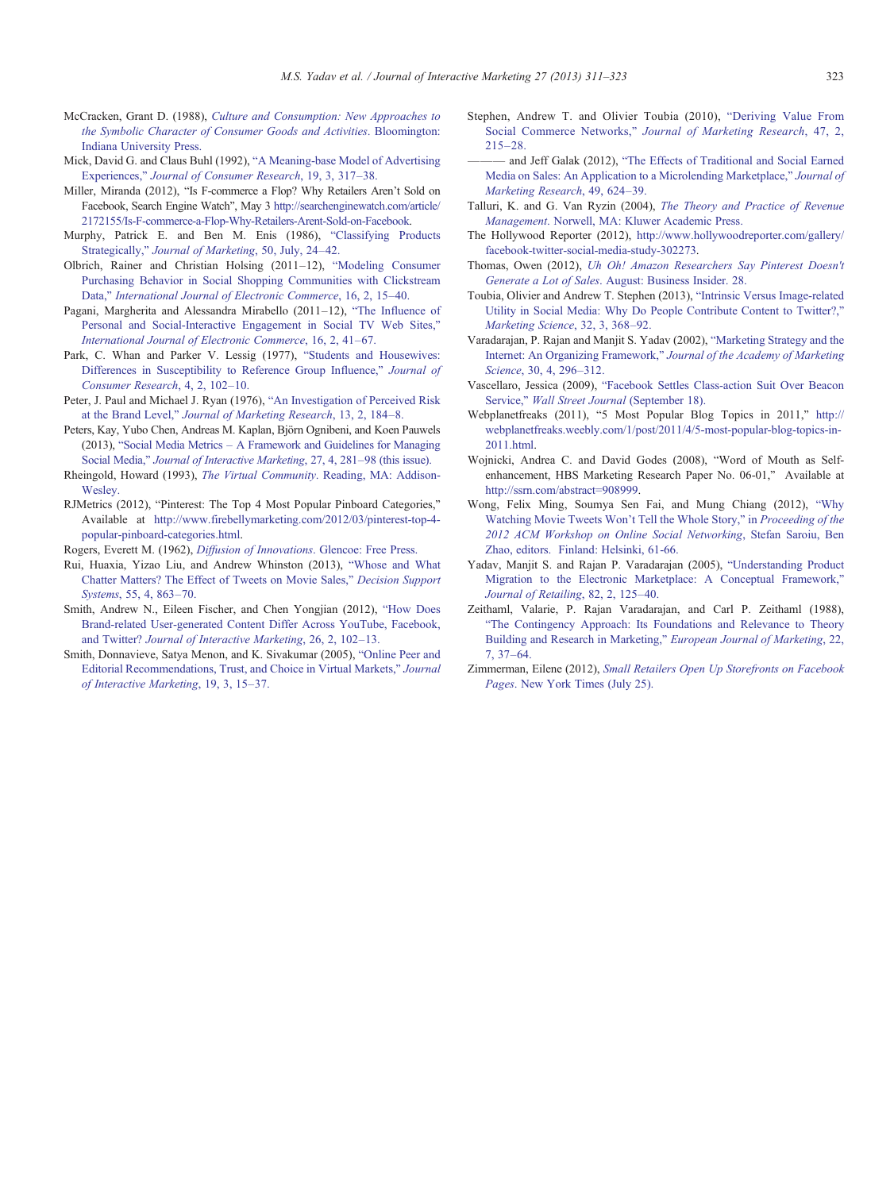McCracken, Grant D. (1988), *Culture and Consumption: New Approaches to the Symbolic Character of Consumer Goods and Activities*. Bloomington: Indiana University Press.

Mick, David G. and Claus Buhl (1992), "A Meaning-base Model of Advertising Experiences," *Journal of Consumer Research*, 19, 3, 317–38.

Miller, Miranda (2012), "Is F-commerce a Flop? Why Retailers Aren't Sold on Facebook, Search Engine Watch", May 3 http://searchenginewatch.com/article/2172155/Is-F-commerce-a-Flop-Why-Retailers-Arent-Sold-on-Facebook.

Murphy, Patrick E. and Ben M. Enis (1986), "Classifying Products Strategically," *Journal of Marketing*, 50, July, 24–42.

Olbrich, Rainer and Christian Holsing (2011–12), "Modeling Consumer Purchasing Behavior in Social Shopping Communities with Clickstream Data," *International Journal of Electronic Commerce*, 16, 2, 15–40.

Pagani, Margherita and Alessandra Mirabello (2011–12), "The Influence of Personal and Social-Interactive Engagement in Social TV Web Sites," *International Journal of Electronic Commerce*, 16, 2, 41–67.

Park, C. Whan and Parker V. Lessig (1977), "Students and Housewives: Differences in Susceptibility to Reference Group Influence," *Journal of Consumer Research*, 4, 2, 102–10.

Peter, J. Paul and Michael J. Ryan (1976), "An Investigation of Perceived Risk at the Brand Level," *Journal of Marketing Research*, 13, 2, 184–8.

Peters, Kay, Yubo Chen, Andreas M. Kaplan, Björn Ognibeni, and Koen Pauwels (2013), "Social Media Metrics – A Framework and Guidelines for Managing Social Media," *Journal of Interactive Marketing*, 27, 4, 281–98 (this issue).

Rheingold, Howard (1993), *The Virtual Community*. Reading, MA: Addison-Wesley.

RJMetrics (2012), "Pinterest: The Top 4 Most Popular Pinboard Categories," Available at http://www.firebellymarketing.com/2012/03/pinterest-top-4-popular-pinboard-categories.html.

Rogers, Everett M. (1962), *Diffusion of Innovations*. Glencoe: Free Press.

Rui, Huaxia, Yizao Liu, and Andrew Whinston (2013), "Whose and What Chatter Matters? The Effect of Tweets on Movie Sales," *Decision Support Systems*, 55, 4, 863–70.

Smith, Andrew N., Eileen Fischer, and Chen Yongjian (2012), "How Does Brand-related User-generated Content Differ Across YouTube, Facebook, and Twitter? *Journal of Interactive Marketing*, 26, 2, 102–13.

Smith, Donnavieve, Satya Menon, and K. Sivakumar (2005), "Online Peer and Editorial Recommendations, Trust, and Choice in Virtual Markets," *Journal of Interactive Marketing*, 19, 3, 15–37.

Stephen, Andrew T. and Olivier Toubia (2010), "Deriving Value From Social Commerce Networks," *Journal of Marketing Research*, 47, 2, 215–28.

——— and Jeff Galak (2012), "The Effects of Traditional and Social Earned Media on Sales: An Application to a Microlending Marketplace," *Journal of Marketing Research*, 49, 624–39.

Talluri, K. and G. Van Ryzin (2004), *The Theory and Practice of Revenue Management*. Norwell, MA: Kluwer Academic Press.

The Hollywood Reporter (2012), http://www.hollywoodreporter.com/gallery/facebook-twitter-social-media-study-302273.

Thomas, Owen (2012), *Uh Oh! Amazon Researchers Say Pinterest Doesn't Generate a Lot of Sales*. August: Business Insider. 28.

Toubia, Olivier and Andrew T. Stephen (2013), "Intrinsic Versus Image-related Utility in Social Media: Why Do People Contribute Content to Twitter?," *Marketing Science*, 32, 3, 368–92.

Varadarajan, P. Rajan and Manjit S. Yadav (2002), "Marketing Strategy and the Internet: An Organizing Framework," *Journal of the Academy of Marketing Science*, 30, 4, 296–312.

Vascellaro, Jessica (2009), "Facebook Settles Class-action Suit Over Beacon Service," *Wall Street Journal* (September 18).

Webplanetfreaks (2011), "5 Most Popular Blog Topics in 2011," http://webplanetfreaks.weebly.com/1/post/2011/4/5-most-popular-blog-topics-in-2011.html.

Wojnicki, Andrea C. and David Godes (2008), "Word of Mouth as Self-enhancement, HBS Marketing Research Paper No. 06-01," Available at http://ssrn.com/abstract=908999.

Wong, Felix Ming, Soumya Sen Fai, and Mung Chiang (2012), "Why Watching Movie Tweets Won't Tell the Whole Story," in *Proceeding of the 2012 ACM Workshop on Online Social Networking*, Stefan Saroiu, Ben Zhao, editors. Finland: Helsinki, 61-66.

Yadav, Manjit S. and Rajan P. Varadarajan (2005), "Understanding Product Migration to the Electronic Marketplace: A Conceptual Framework," *Journal of Retailing*, 82, 2, 125–40.

Zeithaml, Valarie, P. Rajan Varadarajan, and Carl P. Zeithaml (1988), "The Contingency Approach: Its Foundations and Relevance to Theory Building and Research in Marketing," *European Journal of Marketing*, 22, 7, 37–64.

Zimmerman, Eilene (2012), *Small Retailers Open Up Storefronts on Facebook Pages*. New York Times (July 25).